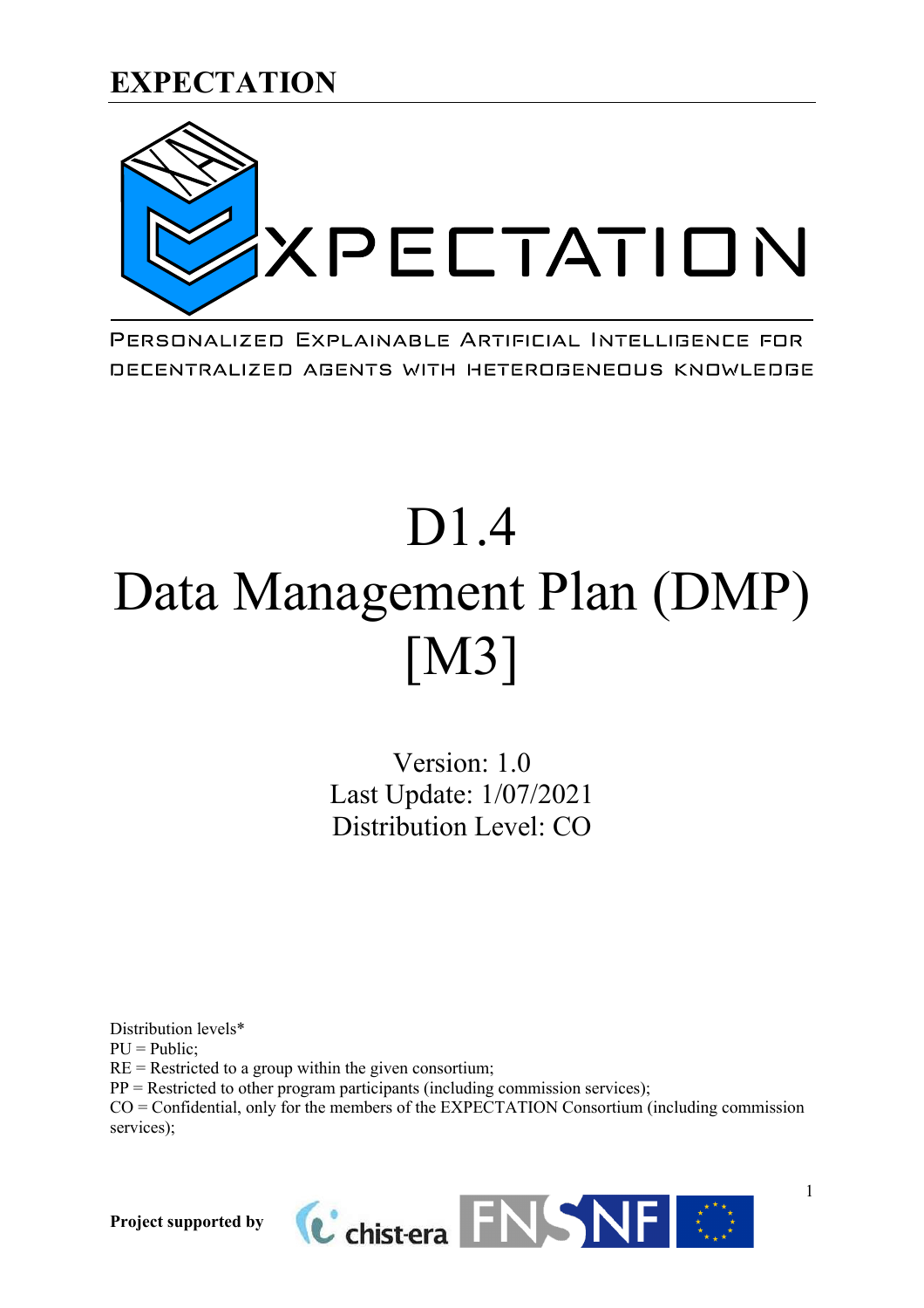**EXPECTATION**

XPECTATION

PERSONALIZED EXPLAINABLE ARTIFICIAL INTELLIGENCE FOR DECENTRALIZED AGENTS WITH HETEROGENEOUS KNOWLEDGE

# D1.4
# Data Management Plan (DMP) [M3]

Version: 1.0
Last Update: 1/07/2021
Distribution Level: CO

Distribution levels*
PU = Public;
RE = Restricted to a group within the given consortium;
PP = Restricted to other program participants (including commission services);
CO = Confidential, only for the members of the EXPECTATION Consortium (including commission services);

**Project supported by**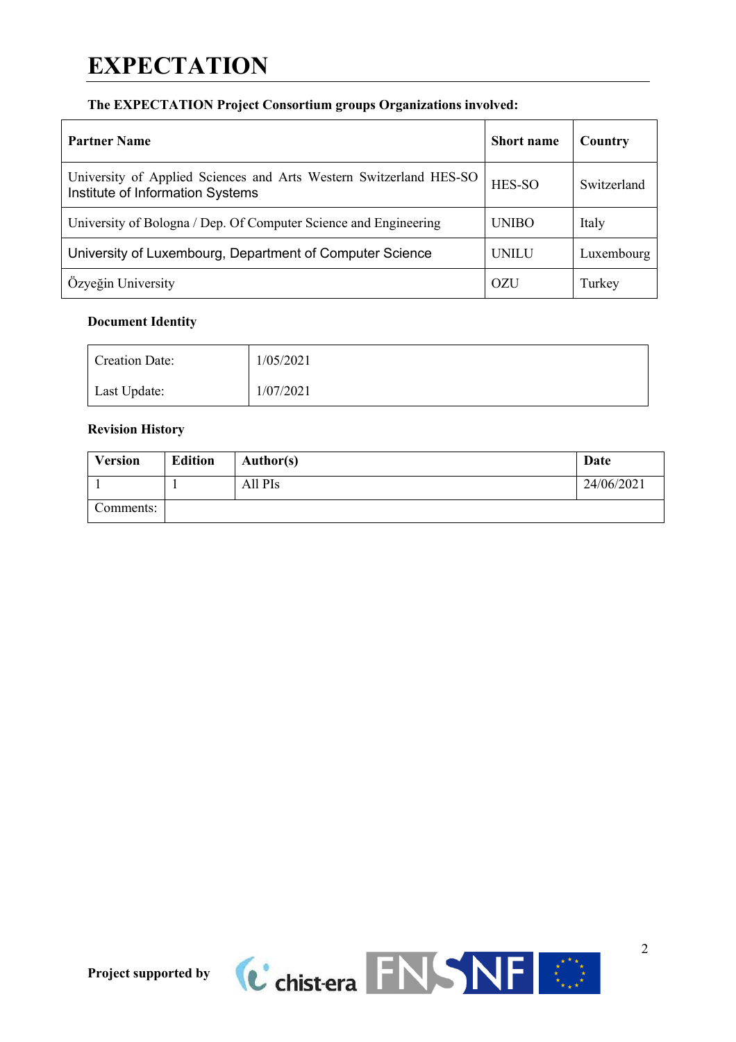# EXPECTATION

**The EXPECTATION Project Consortium groups Organizations involved:**

| Partner Name | Short name | Country |
|---|---|---|
| University of Applied Sciences and Arts Western Switzerland HES-SO Institute of Information Systems | HES-SO | Switzerland |
| University of Bologna / Dep. Of Computer Science and Engineering | UNIBO | Italy |
| University of Luxembourg, Department of Computer Science | UNILU | Luxembourg |
| Özyeğin University | OZU | Turkey |

**Document Identity**

| | |
|---|---|
| Creation Date: | 1/05/2021 |
| Last Update: | 1/07/2021 |

**Revision History**

| Version | Edition | Author(s) | Date |
|---|---|---|---|
| 1 | 1 | All PIs | 24/06/2021 |
| Comments: | | | |

**Project supported by**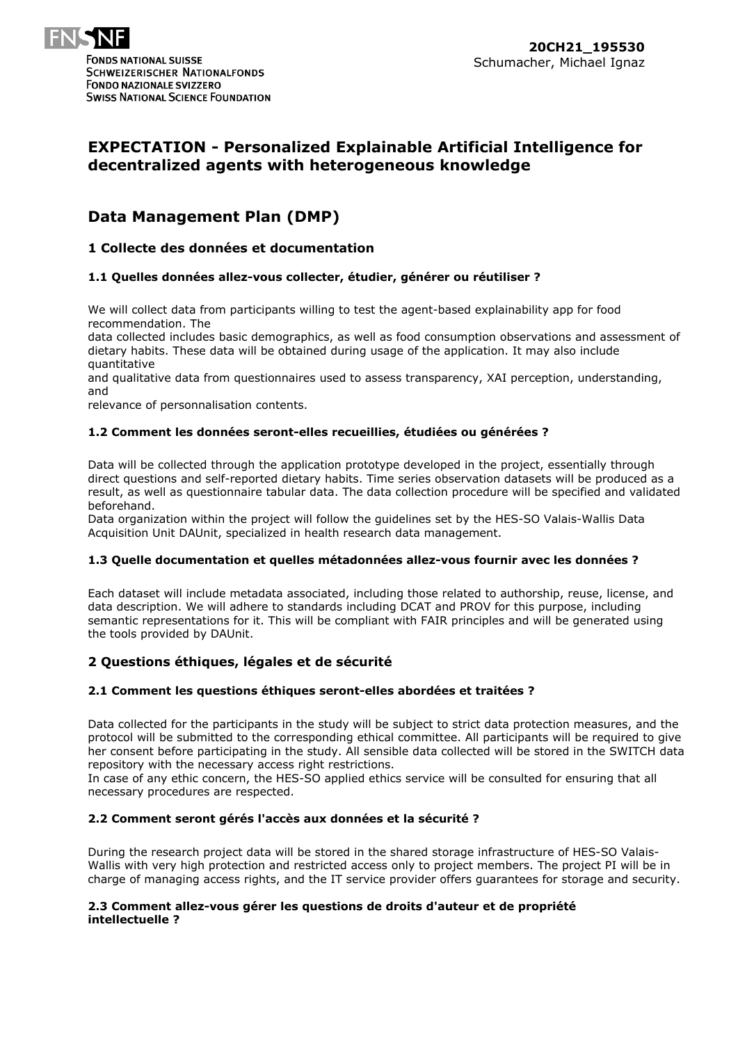**20CH21_195530**
Schumacher, Michael Ignaz

# EXPECTATION - Personalized Explainable Artificial Intelligence for decentralized agents with heterogeneous knowledge

## Data Management Plan (DMP)

### 1 Collecte des données et documentation

#### 1.1 Quelles données allez-vous collecter, étudier, générer ou réutiliser ?

We will collect data from participants willing to test the agent-based explainability app for food recommendation. The data collected includes basic demographics, as well as food consumption observations and assessment of dietary habits. These data will be obtained during usage of the application. It may also include quantitative and qualitative data from questionnaires used to assess transparency, XAI perception, understanding, and relevance of personnalisation contents.

#### 1.2 Comment les données seront-elles recueillies, étudiées ou générées ?

Data will be collected through the application prototype developed in the project, essentially through direct questions and self-reported dietary habits. Time series observation datasets will be produced as a result, as well as questionnaire tabular data. The data collection procedure will be specified and validated beforehand.
Data organization within the project will follow the guidelines set by the HES-SO Valais-Wallis Data Acquisition Unit DAUnit, specialized in health research data management.

#### 1.3 Quelle documentation et quelles métadonnées allez-vous fournir avec les données ?

Each dataset will include metadata associated, including those related to authorship, reuse, license, and data description. We will adhere to standards including DCAT and PROV for this purpose, including semantic representations for it. This will be compliant with FAIR principles and will be generated using the tools provided by DAUnit.

### 2 Questions éthiques, légales et de sécurité

#### 2.1 Comment les questions éthiques seront-elles abordées et traitées ?

Data collected for the participants in the study will be subject to strict data protection measures, and the protocol will be submitted to the corresponding ethical committee. All participants will be required to give her consent before participating in the study. All sensible data collected will be stored in the SWITCH data repository with the necessary access right restrictions.
In case of any ethic concern, the HES-SO applied ethics service will be consulted for ensuring that all necessary procedures are respected.

#### 2.2 Comment seront gérés l'accès aux données et la sécurité ?

During the research project data will be stored in the shared storage infrastructure of HES-SO Valais-Wallis with very high protection and restricted access only to project members. The project PI will be in charge of managing access rights, and the IT service provider offers guarantees for storage and security.

#### 2.3 Comment allez-vous gérer les questions de droits d'auteur et de propriété intellectuelle ?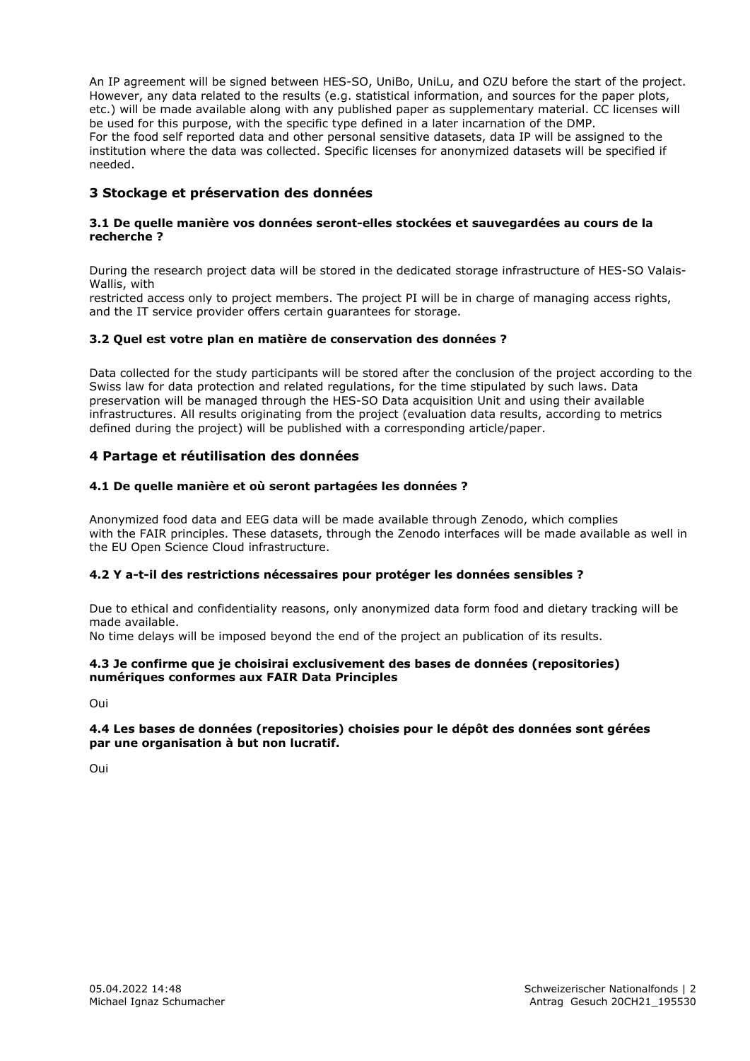An IP agreement will be signed between HES-SO, UniBo, UniLu, and OZU before the start of the project. However, any data related to the results (e.g. statistical information, and sources for the paper plots, etc.) will be made available along with any published paper as supplementary material. CC licenses will be used for this purpose, with the specific type defined in a later incarnation of the DMP.
For the food self reported data and other personal sensitive datasets, data IP will be assigned to the institution where the data was collected. Specific licenses for anonymized datasets will be specified if needed.

## 3 Stockage et préservation des données

### 3.1 De quelle manière vos données seront-elles stockées et sauvegardées au cours de la recherche ?

During the research project data will be stored in the dedicated storage infrastructure of HES-SO Valais-Wallis, with
restricted access only to project members. The project PI will be in charge of managing access rights, and the IT service provider offers certain guarantees for storage.

### 3.2 Quel est votre plan en matière de conservation des données ?

Data collected for the study participants will be stored after the conclusion of the project according to the Swiss law for data protection and related regulations, for the time stipulated by such laws. Data preservation will be managed through the HES-SO Data acquisition Unit and using their available infrastructures. All results originating from the project (evaluation data results, according to metrics defined during the project) will be published with a corresponding article/paper.

## 4 Partage et réutilisation des données

### 4.1 De quelle manière et où seront partagées les données ?

Anonymized food data and EEG data will be made available through Zenodo, which complies with the FAIR principles. These datasets, through the Zenodo interfaces will be made available as well in the EU Open Science Cloud infrastructure.

### 4.2 Y a-t-il des restrictions nécessaires pour protéger les données sensibles ?

Due to ethical and confidentiality reasons, only anonymized data form food and dietary tracking will be made available.
No time delays will be imposed beyond the end of the project an publication of its results.

### 4.3 Je confirme que je choisirai exclusivement des bases de données (repositories) numériques conformes aux FAIR Data Principles

Oui

### 4.4 Les bases de données (repositories) choisies pour le dépôt des données sont gérées par une organisation à but non lucratif.

Oui